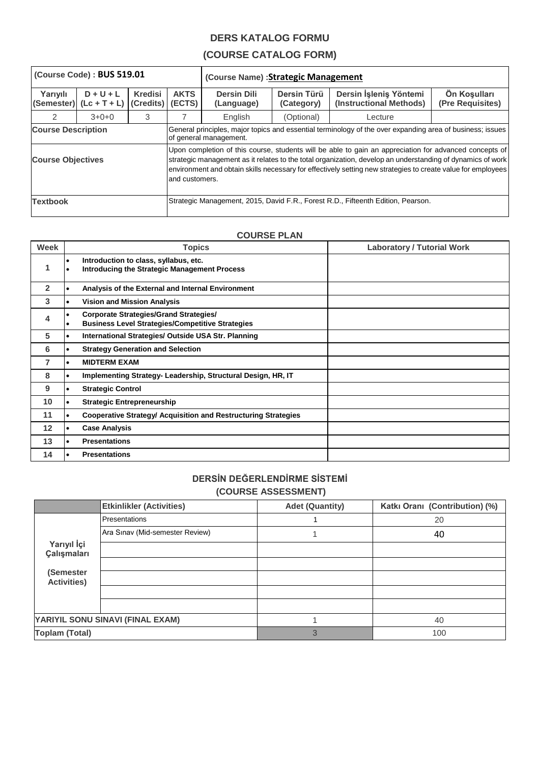# DERS KATALOG FORMU

## (COURSE CATALOG FORM)

| (Course Code) : **BUS 519.01** | | | | (Course Name) :**Strategic Management** | | | |
|---|---|---|---|---|---|---|---|
| **Yarıyılı (Semester)** | **D + U + L (Lc + T + L)** | **Kredisi (Credits)** | **AKTS (ECTS)** | **Dersin Dili (Language)** | **Dersin Türü (Category)** | **Dersin İşleniş Yöntemi (Instructional Methods)** | **Ön Koşulları (Pre Requisites)** |
| 2 | 3+0+0 | 3 | 7 | English | (Optional) | Lecture | |
| **Course Description** | | | General principles, major topics and essential terminology of the over expanding area of business; issues of general management. | | | | |
| **Course Objectives** | | | Upon completion of this course, students will be able to gain an appreciation for advanced concepts of strategic management as it relates to the total organization, develop an understanding of dynamics of work environment and obtain skills necessary for effectively setting new strategies to create value for employees and customers. | | | | |
| **Textbook** | | | Strategic Management, 2015, David F.R., Forest R.D., Fifteenth Edition, Pearson. | | | | |

### COURSE PLAN

| Week | Topics | Laboratory / Tutorial Work |
|---|---|---|
| 1 | • **Introduction to class, syllabus, etc.**<br>• **Introducing the Strategic Management Process** | |
| 2 | • **Analysis of the External and Internal Environment** | |
| 3 | • **Vision and Mission Analysis** | |
| 4 | • **Corporate Strategies/Grand Strategies/**<br>• **Business Level Strategies/Competitive Strategies** | |
| 5 | • **International Strategies/ Outside USA Str. Planning** | |
| 6 | • **Strategy Generation and Selection** | |
| 7 | • **MIDTERM EXAM** | |
| 8 | • **Implementing Strategy- Leadership, Structural Design, HR, IT** | |
| 9 | • **Strategic Control** | |
| 10 | • **Strategic Entrepreneurship** | |
| 11 | • **Cooperative Strategy/ Acquisition and Restructuring Strategies** | |
| 12 | • **Case Analysis** | |
| 13 | • **Presentations** | |
| 14 | • **Presentations** | |

### DERSİN DEĞERLENDİRME SİSTEMİ
### (COURSE ASSESSMENT)

| | Etkinlikler (Activities) | Adet (Quantity) | Katkı Oranı (Contribution) (%) |
|---|---|---|---|
| **Yarıyıl İçi Çalışmaları (Semester Activities)** | Presentations | 1 | 20 |
| | Ara Sınav (Mid-semester Review) | 1 | 40 |
| | | | |
| | | | |
| | | | |
| | | | |
| | | | |
| **YARIYIL SONU SINAVI (FINAL EXAM)** | | 1 | 40 |
| **Toplam (Total)** | | 3 | 100 |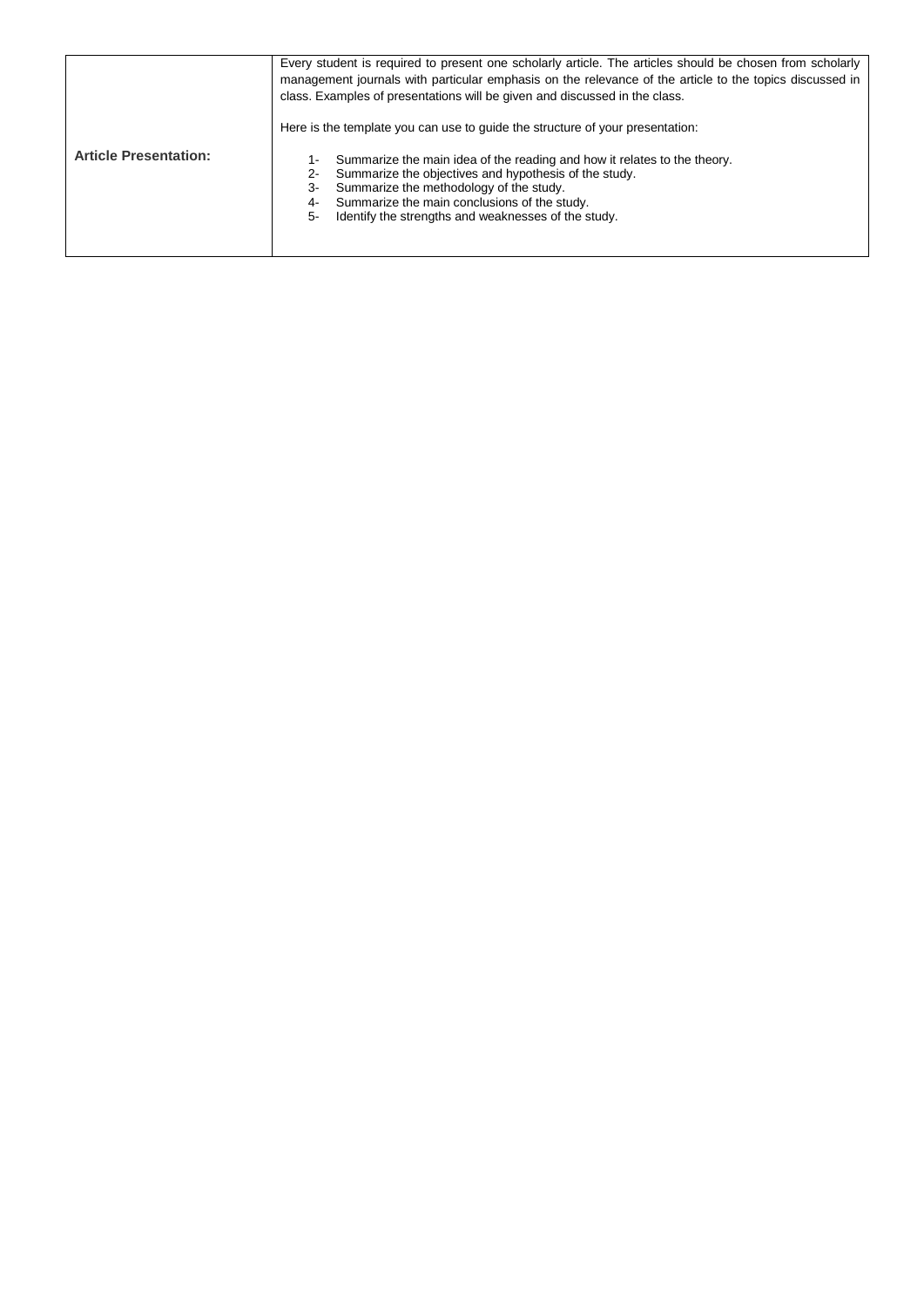| | |
|---|---|
| **Article Presentation:** | Every student is required to present one scholarly article. The articles should be chosen from scholarly management journals with particular emphasis on the relevance of the article to the topics discussed in class. Examples of presentations will be given and discussed in the class.<br><br>Here is the template you can use to guide the structure of your presentation:<br><br>1- Summarize the main idea of the reading and how it relates to the theory.<br>2- Summarize the objectives and hypothesis of the study.<br>3- Summarize the methodology of the study.<br>4- Summarize the main conclusions of the study.<br>5- Identify the strengths and weaknesses of the study. |